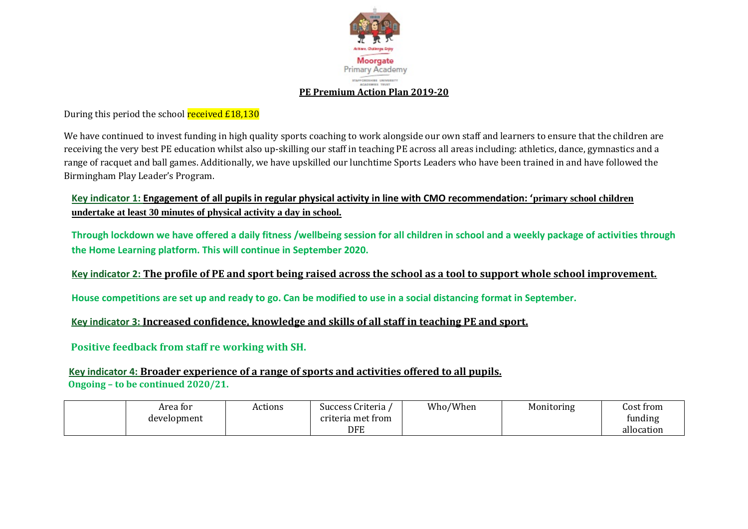Moorgate Primary Academy

## PE Premium Action Plan 2019-20

During this period the school received £18,130

We have continued to invest funding in high quality sports coaching to work alongside our own staff and learners to ensure that the children are receiving the very best PE education whilst also up-skilling our staff in teaching PE across all areas including: athletics, dance, gymnastics and a range of racquet and ball games. Additionally, we have upskilled our lunchtime Sports Leaders who have been trained in and have followed the Birmingham Play Leader's Program.

**Key indicator 1: Engagement of all pupils in regular physical activity in line with CMO recommendation: 'primary school children undertake at least 30 minutes of physical activity a day in school.**

**Through lockdown we have offered a daily fitness /wellbeing session for all children in school and a weekly package of activities through the Home Learning platform. This will continue in September 2020.**

**Key indicator 2: The profile of PE and sport being raised across the school as a tool to support whole school improvement.**

**House competitions are set up and ready to go. Can be modified to use in a social distancing format in September.**

**Key indicator 3: Increased confidence, knowledge and skills of all staff in teaching PE and sport.**

**Positive feedback from staff re working with SH.**

**Key indicator 4: Broader experience of a range of sports and activities offered to all pupils.**

**Ongoing – to be continued 2020/21.**

| | Area for development | Actions | Success Criteria / criteria met from DFE | Who/When | Monitoring | Cost from funding allocation |
|---|---|---|---|---|---|---|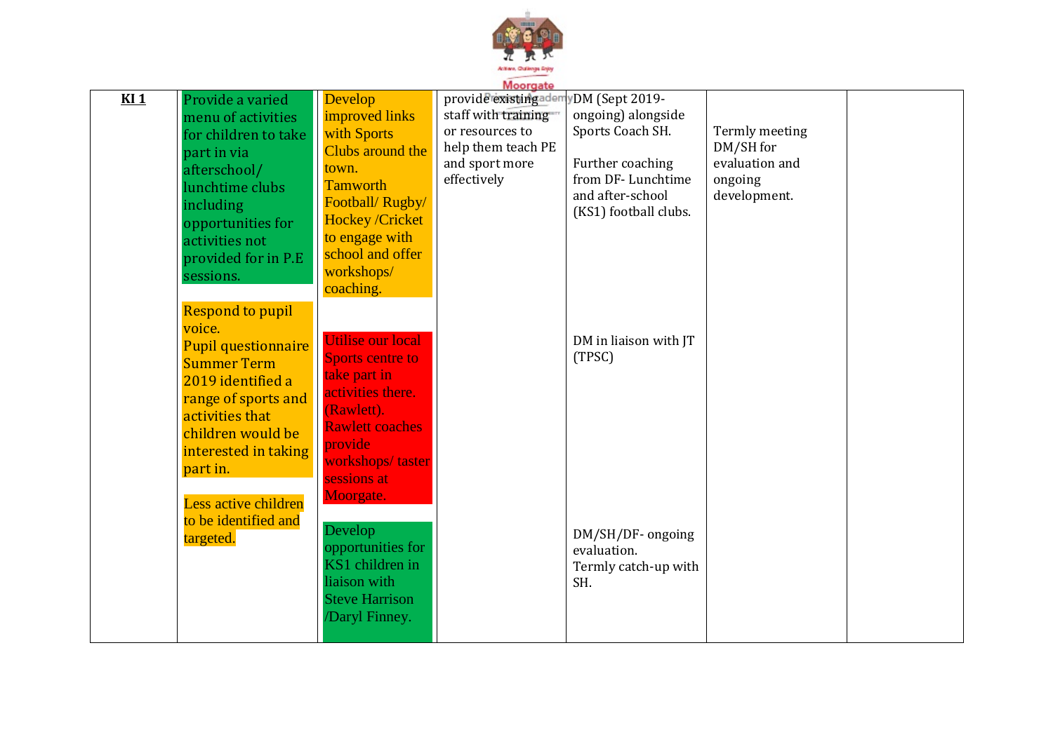| | | | | | | |
|---|---|---|---|---|---|---|
| **KI 1** | Provide a varied menu of activities for children to take part in via afterschool/ lunchtime clubs including opportunities for activities not provided for in P.E sessions.<br><br>Respond to pupil voice.<br>Pupil questionnaire Summer Term 2019 identified a range of sports and activities that children would be interested in taking part in.<br><br>Less active children to be identified and targeted. | Develop improved links with Sports Clubs around the town.<br>Tamworth Football/ Rugby/ Hockey /Cricket to engage with school and offer workshops/ coaching.<br><br>Utilise our local Sports centre to take part in activities there. (Rawlett).<br>Rawlett coaches provide workshops/ taster sessions at Moorgate.<br><br>Develop opportunities for KS1 children in liaison with Steve Harrison /Daryl Finney. | provide existing staff with training or resources to help them teach PE and sport more effectively | DM (Sept 2019-ongoing) alongside Sports Coach SH.<br><br>Further coaching from DF- Lunchtime and after-school (KS1) football clubs.<br><br>DM in liaison with JT (TPSC)<br><br>DM/SH/DF- ongoing evaluation.<br>Termly catch-up with SH. | Termly meeting DM/SH for evaluation and ongoing development. | |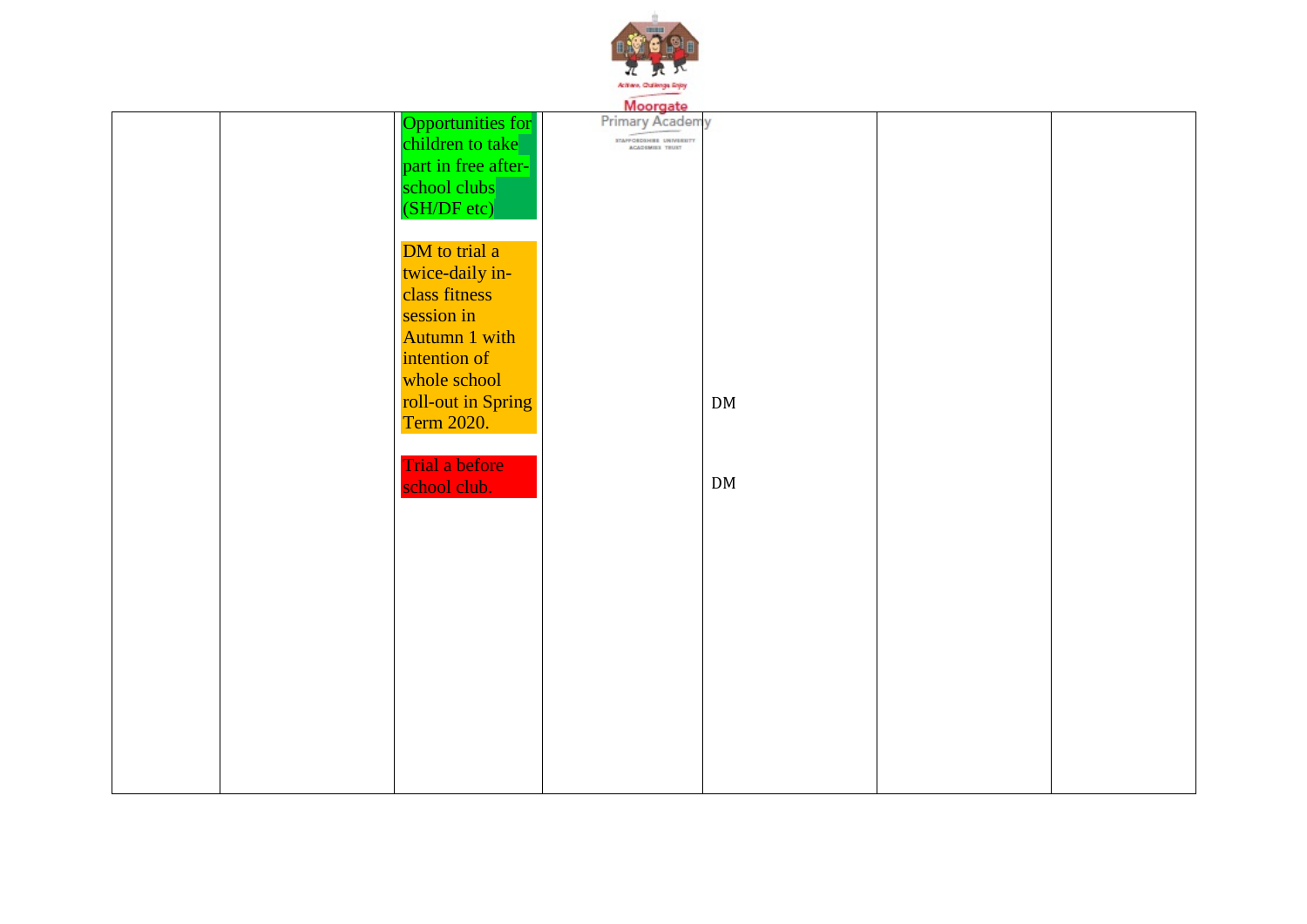| | | | | | | |
|---|---|---|---|---|---|---|
| | | Opportunities for children to take part in free after-school clubs (SH/DF etc)<br><br>DM to trial a twice-daily in-class fitness session in Autumn 1 with intention of whole school roll-out in Spring Term 2020.<br><br>Trial a before school club. | | DM<br><br>DM | | |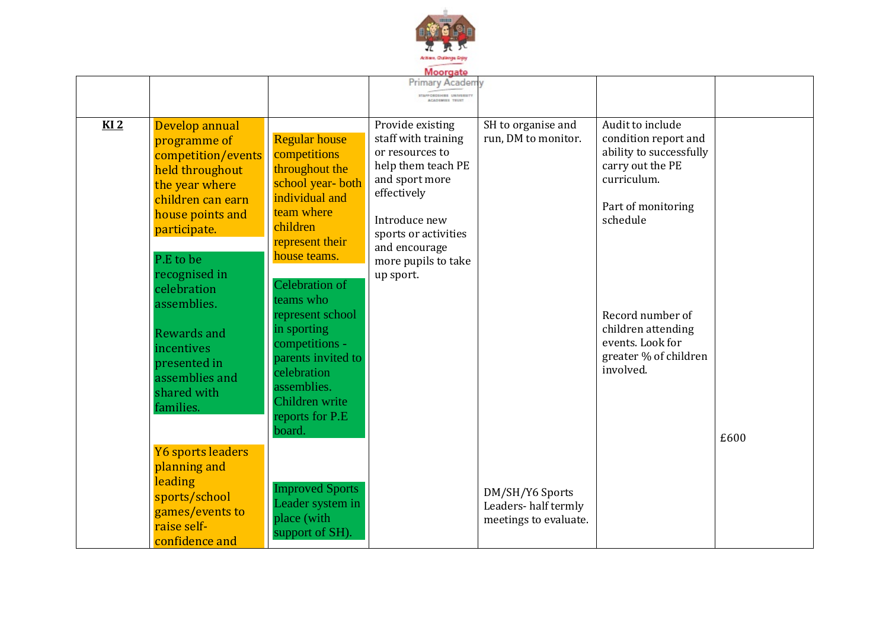| | | | | | | |
|---|---|---|---|---|---|---|
| **KI 2** | Develop annual programme of competition/events held throughout the year where children can earn house points and participate.<br><br>P.E to be recognised in celebration assemblies.<br><br>Rewards and incentives presented in assemblies and shared with families.<br><br>Y6 sports leaders planning and leading sports/school games/events to raise self-confidence and | Regular house competitions throughout the school year- both individual and team where children represent their house teams.<br><br>Celebration of teams who represent school in sporting competitions - parents invited to celebration assemblies. Children write reports for P.E board.<br><br>Improved Sports Leader system in place (with support of SH). | Provide existing staff with training or resources to help them teach PE and sport more effectively<br><br>Introduce new sports or activities and encourage more pupils to take up sport. | SH to organise and run, DM to monitor.<br><br>DM/SH/Y6 Sports Leaders- half termly meetings to evaluate. | Audit to include condition report and ability to successfully carry out the PE curriculum.<br><br>Part of monitoring schedule<br><br>Record number of children attending events. Look for greater % of children involved. | £600 |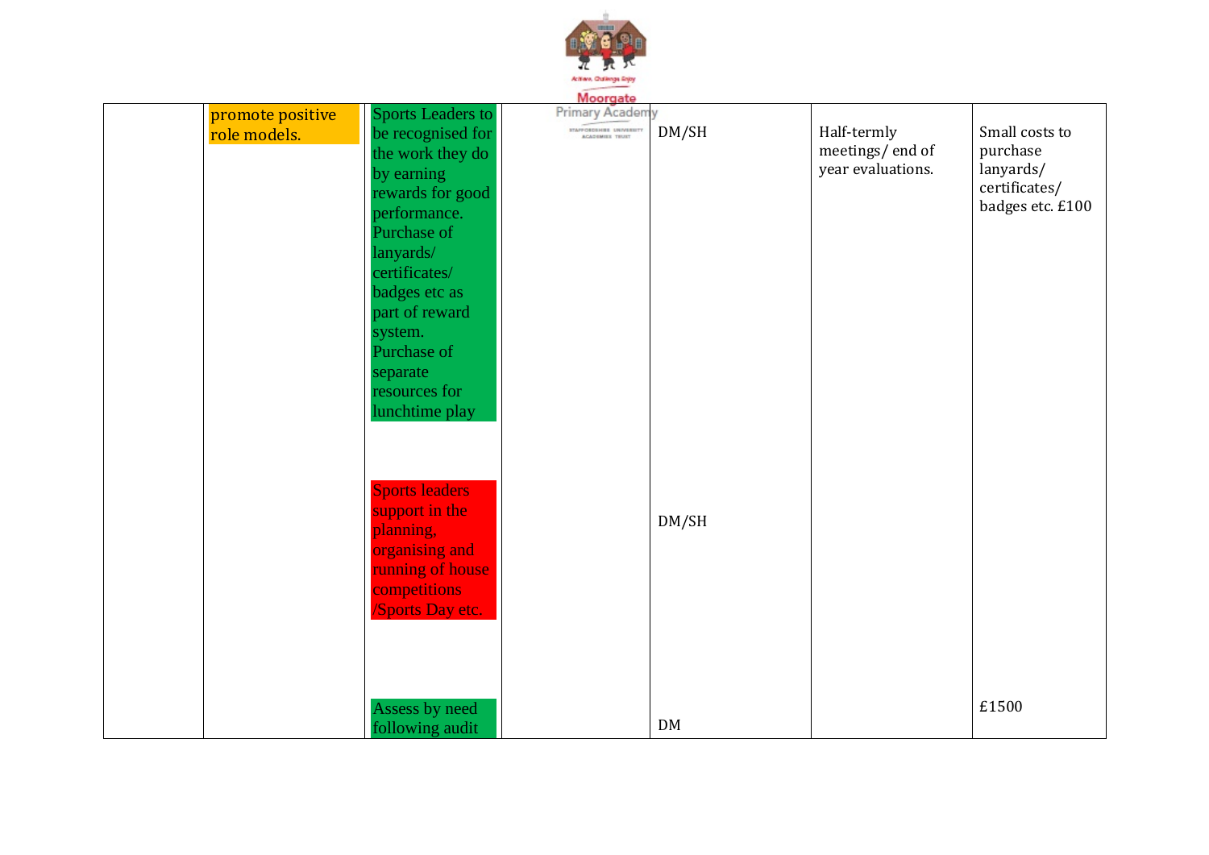| | | | | | | |
|---|---|---|---|---|---|---|
| | promote positive role models. | Sports Leaders to be recognised for the work they do by earning rewards for good performance. Purchase of lanyards/ certificates/ badges etc as part of reward system. Purchase of separate resources for lunchtime play | | DM/SH | Half-termly meetings/ end of year evaluations. | Small costs to purchase lanyards/ certificates/ badges etc. £100 |
| | | Sports leaders support in the planning, organising and running of house competitions /Sports Day etc. | | DM/SH | | |
| | | Assess by need following audit | | DM | | £1500 |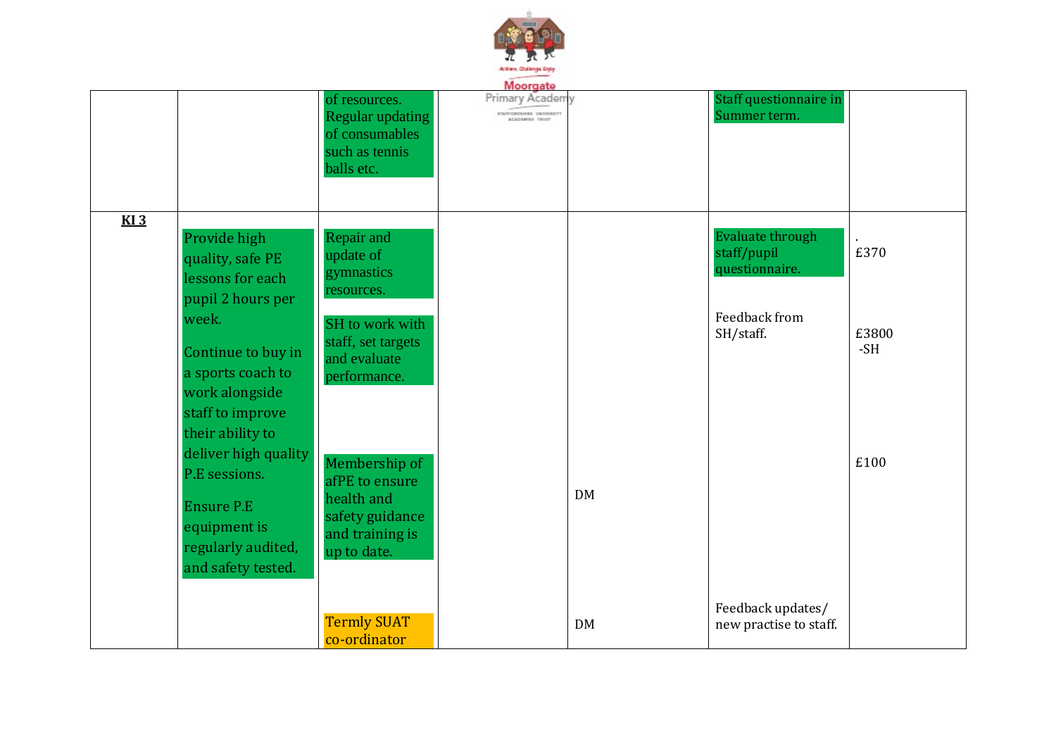| | | | | | | |
|---|---|---|---|---|---|---|
| | | of resources. Regular updating of consumables such as tennis balls etc. | | | Staff questionnaire in Summer term. | |
| **KI 3** | Provide high quality, safe PE lessons for each pupil 2 hours per week.<br><br>Continue to buy in a sports coach to work alongside staff to improve their ability to deliver high quality P.E sessions.<br><br>Ensure P.E equipment is regularly audited, and safety tested. | Repair and update of gymnastics resources.<br><br>SH to work with staff, set targets and evaluate performance.<br><br>Membership of afPE to ensure health and safety guidance and training is up to date.<br><br>Termly SUAT co-ordinator | | DM<br><br>DM | Evaluate through staff/pupil questionnaire.<br><br>Feedback from SH/staff.<br><br>Feedback updates/ new practise to staff. | . £370<br><br>£3800 -SH<br><br>£100 |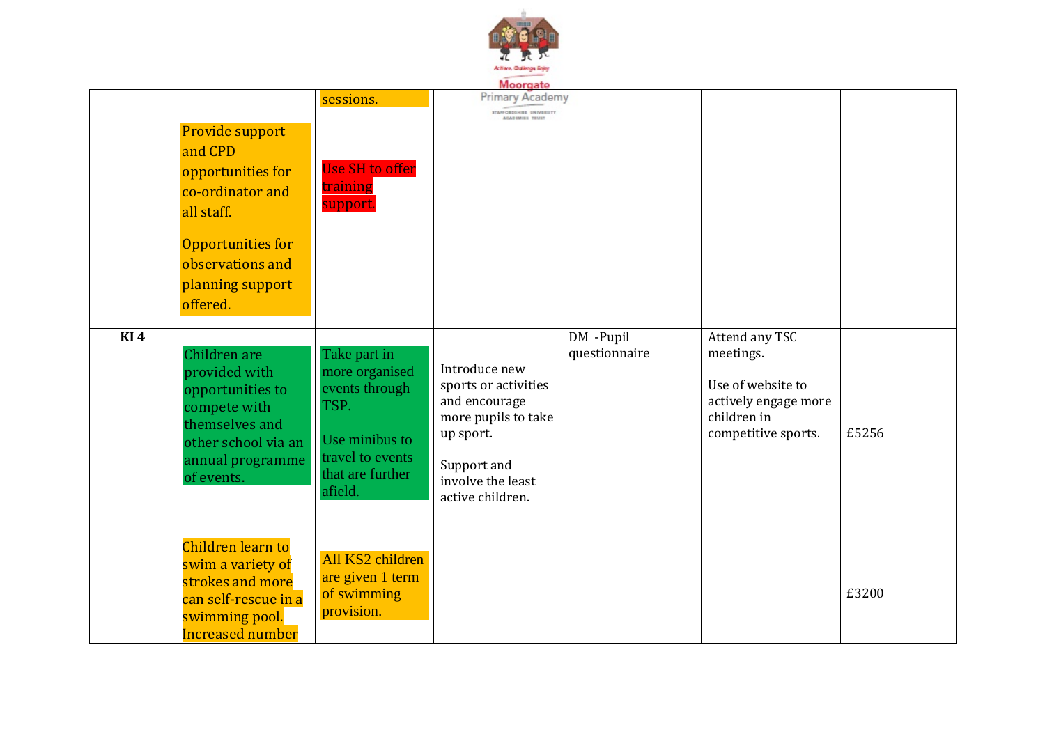| | | | | | | |
|---|---|---|---|---|---|---|
| | Provide support and CPD opportunities for co-ordinator and all staff.<br><br>Opportunities for observations and planning support offered. | sessions.<br><br>Use SH to offer training support. | | | | |
| **KI 4** | Children are provided with opportunities to compete with themselves and other school via an annual programme of events.<br><br>Children learn to swim a variety of strokes and more can self-rescue in a swimming pool. Increased number | Take part in more organised events through TSP.<br><br>Use minibus to travel to events that are further afield.<br><br>All KS2 children are given 1 term of swimming provision. | Introduce new sports or activities and encourage more pupils to take up sport.<br><br>Support and involve the least active children. | DM -Pupil questionnaire | Attend any TSC meetings.<br><br>Use of website to actively engage more children in competitive sports. | £5256<br><br>£3200 |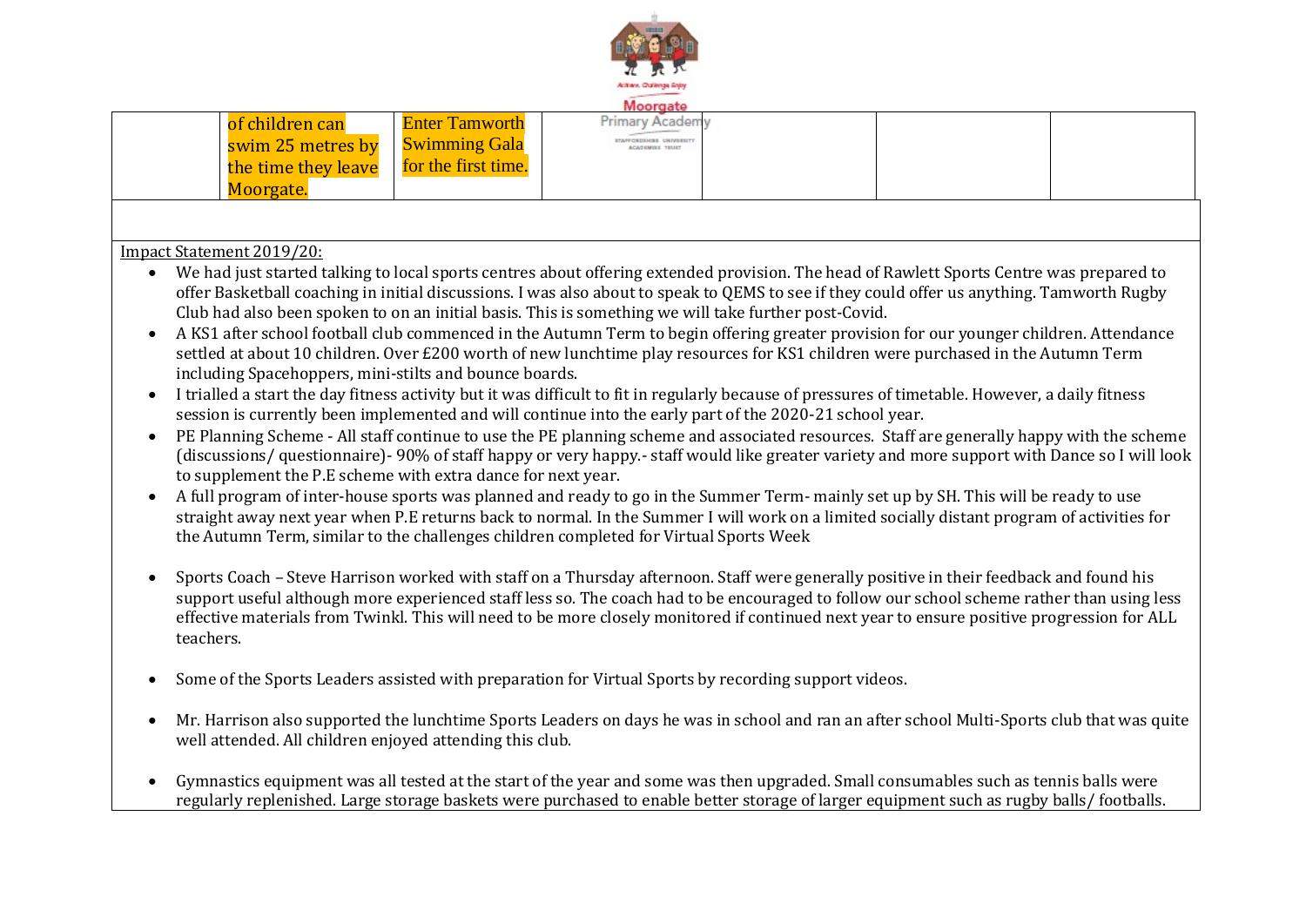| | | | | | | |
|---|---|---|---|---|---|---|
| | of children can swim 25 metres by the time they leave Moorgate. | Enter Tamworth Swimming Gala for the first time. | | | | |

Impact Statement 2019/20:

- We had just started talking to local sports centres about offering extended provision. The head of Rawlett Sports Centre was prepared to offer Basketball coaching in initial discussions. I was also about to speak to QEMS to see if they could offer us anything. Tamworth Rugby Club had also been spoken to on an initial basis. This is something we will take further post-Covid.
- A KS1 after school football club commenced in the Autumn Term to begin offering greater provision for our younger children. Attendance settled at about 10 children. Over £200 worth of new lunchtime play resources for KS1 children were purchased in the Autumn Term including Spacehoppers, mini-stilts and bounce boards.
- I trialled a start the day fitness activity but it was difficult to fit in regularly because of pressures of timetable. However, a daily fitness session is currently been implemented and will continue into the early part of the 2020-21 school year.
- PE Planning Scheme - All staff continue to use the PE planning scheme and associated resources. Staff are generally happy with the scheme (discussions/ questionnaire)- 90% of staff happy or very happy.- staff would like greater variety and more support with Dance so I will look to supplement the P.E scheme with extra dance for next year.
- A full program of inter-house sports was planned and ready to go in the Summer Term- mainly set up by SH. This will be ready to use straight away next year when P.E returns back to normal. In the Summer I will work on a limited socially distant program of activities for the Autumn Term, similar to the challenges children completed for Virtual Sports Week
- Sports Coach – Steve Harrison worked with staff on a Thursday afternoon. Staff were generally positive in their feedback and found his support useful although more experienced staff less so. The coach had to be encouraged to follow our school scheme rather than using less effective materials from Twinkl. This will need to be more closely monitored if continued next year to ensure positive progression for ALL teachers.
- Some of the Sports Leaders assisted with preparation for Virtual Sports by recording support videos.
- Mr. Harrison also supported the lunchtime Sports Leaders on days he was in school and ran an after school Multi-Sports club that was quite well attended. All children enjoyed attending this club.
- Gymnastics equipment was all tested at the start of the year and some was then upgraded. Small consumables such as tennis balls were regularly replenished. Large storage baskets were purchased to enable better storage of larger equipment such as rugby balls/ footballs.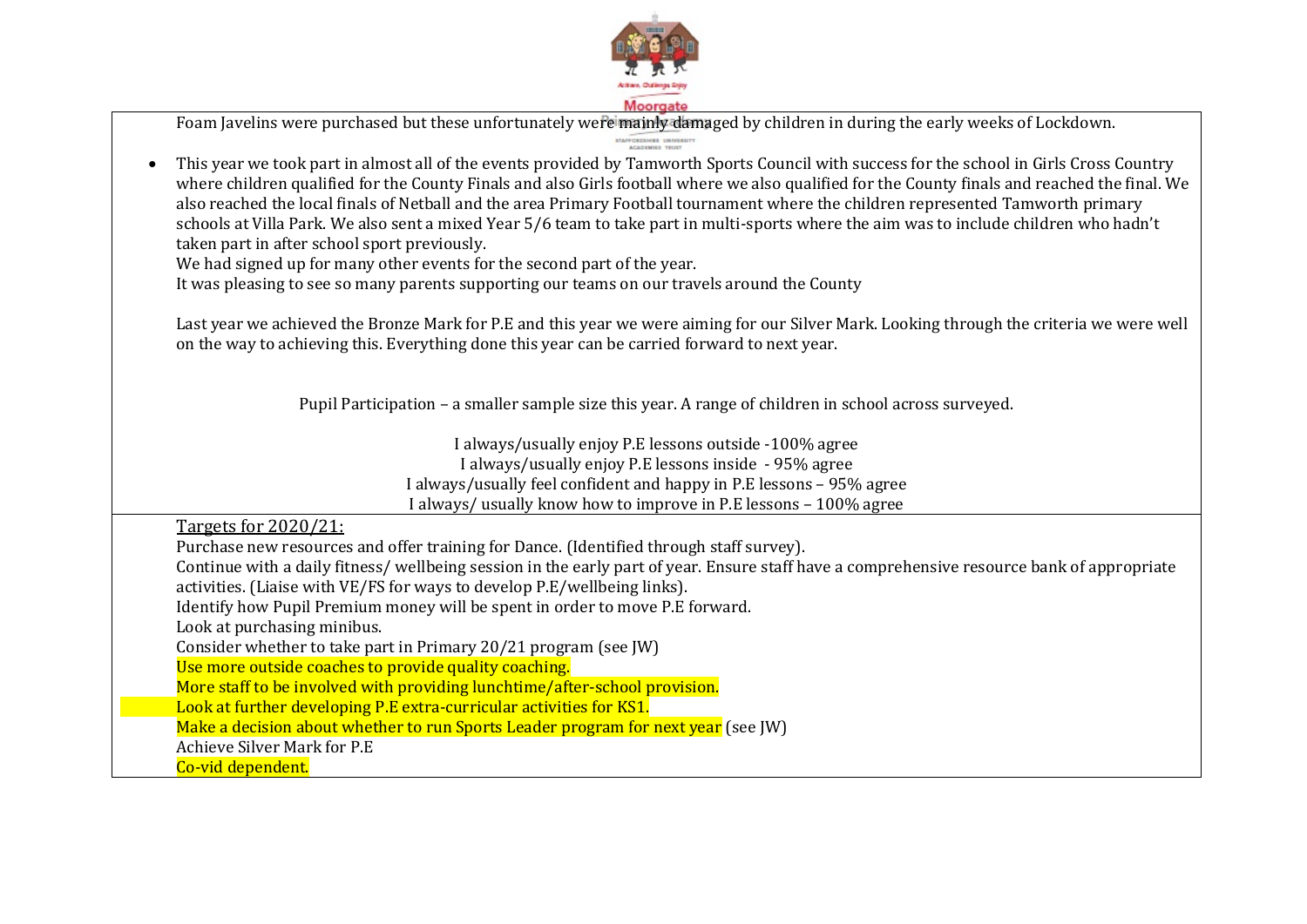Foam Javelins were purchased but these unfortunately were mainly damaged by children in during the early weeks of Lockdown.

- This year we took part in almost all of the events provided by Tamworth Sports Council with success for the school in Girls Cross Country where children qualified for the County Finals and also Girls football where we also qualified for the County finals and reached the final. We also reached the local finals of Netball and the area Primary Football tournament where the children represented Tamworth primary schools at Villa Park. We also sent a mixed Year 5/6 team to take part in multi-sports where the aim was to include children who hadn't taken part in after school sport previously.

  We had signed up for many other events for the second part of the year.

  It was pleasing to see so many parents supporting our teams on our travels around the County

Last year we achieved the Bronze Mark for P.E and this year we were aiming for our Silver Mark. Looking through the criteria we were well on the way to achieving this. Everything done this year can be carried forward to next year.

Pupil Participation – a smaller sample size this year. A range of children in school across surveyed.

I always/usually enjoy P.E lessons outside -100% agree
I always/usually enjoy P.E lessons inside - 95% agree
I always/usually feel confident and happy in P.E lessons – 95% agree
I always/ usually know how to improve in P.E lessons – 100% agree

Targets for 2020/21:

Purchase new resources and offer training for Dance. (Identified through staff survey).
Continue with a daily fitness/ wellbeing session in the early part of year. Ensure staff have a comprehensive resource bank of appropriate activities. (Liaise with VE/FS for ways to develop P.E/wellbeing links).
Identify how Pupil Premium money will be spent in order to move P.E forward.
Look at purchasing minibus.
Consider whether to take part in Primary 20/21 program (see JW)
Use more outside coaches to provide quality coaching.
More staff to be involved with providing lunchtime/after-school provision.
Look at further developing P.E extra-curricular activities for KS1.
Make a decision about whether to run Sports Leader program for next year (see JW)
Achieve Silver Mark for P.E
Co-vid dependent.